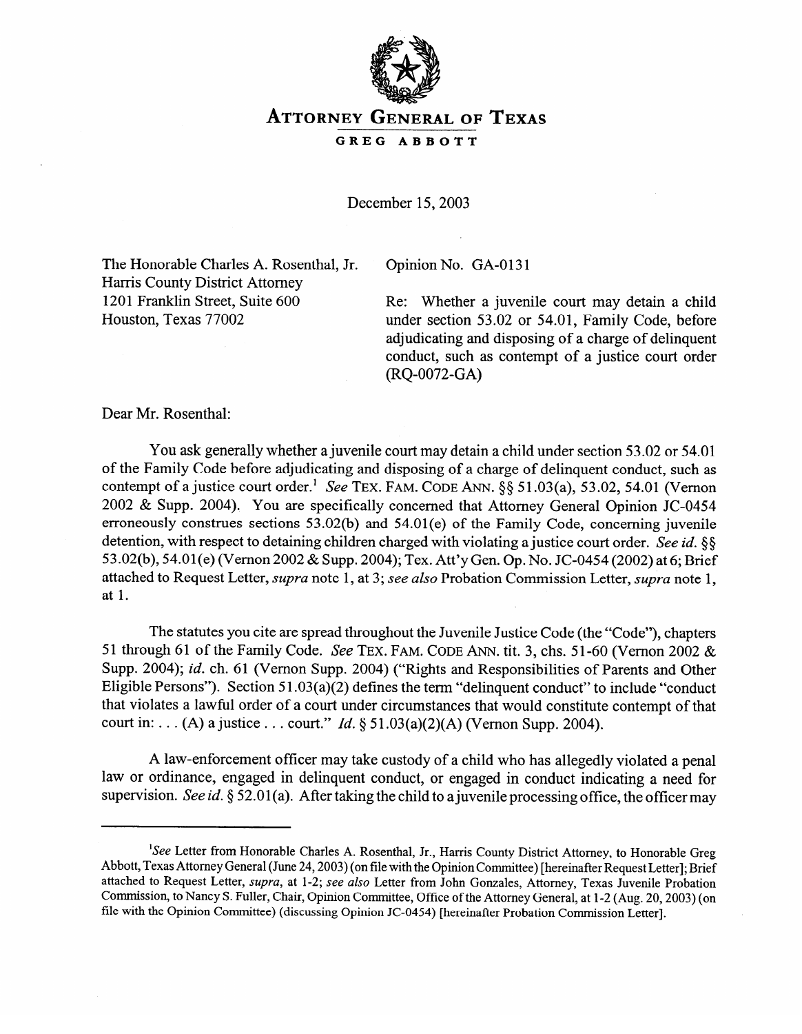# ATTORNEY GENERAL OF TEXAS

**GREG ABBOTT**

December 15, 2003

The Honorable Charles A. Rosenthal, Jr.
Harris County District Attorney
1201 Franklin Street, Suite 600
Houston, Texas 77002

Opinion No. GA-0131

Re: Whether a juvenile court may detain a child under section 53.02 or 54.01, Family Code, before adjudicating and disposing of a charge of delinquent conduct, such as contempt of a justice court order (RQ-0072-GA)

Dear Mr. Rosenthal:

You ask generally whether a juvenile court may detain a child under section 53.02 or 54.01 of the Family Code before adjudicating and disposing of a charge of delinquent conduct, such as contempt of a justice court order.[1] *See* TEX. FAM. CODE ANN. §§ 51.03(a), 53.02, 54.01 (Vernon 2002 & Supp. 2004). You are specifically concerned that Attorney General Opinion JC-0454 erroneously construes sections 53.02(b) and 54.01(e) of the Family Code, concerning juvenile detention, with respect to detaining children charged with violating a justice court order. *See id.* §§ 53.02(b), 54.01(e) (Vernon 2002 & Supp. 2004); Tex. Att'y Gen. Op. No. JC-0454 (2002) at 6; Brief attached to Request Letter, *supra* note 1, at 3; *see also* Probation Commission Letter, *supra* note 1, at 1.

The statutes you cite are spread throughout the Juvenile Justice Code (the "Code"), chapters 51 through 61 of the Family Code. *See* TEX. FAM. CODE ANN. tit. 3, chs. 51-60 (Vernon 2002 & Supp. 2004); *id.* ch. 61 (Vernon Supp. 2004) ("Rights and Responsibilities of Parents and Other Eligible Persons"). Section 51.03(a)(2) defines the term "delinquent conduct" to include "conduct that violates a lawful order of a court under circumstances that would constitute contempt of that court in: . . . (A) a justice . . . court." *Id.* § 51.03(a)(2)(A) (Vernon Supp. 2004).

A law-enforcement officer may take custody of a child who has allegedly violated a penal law or ordinance, engaged in delinquent conduct, or engaged in conduct indicating a need for supervision. *See id.* § 52.01(a). After taking the child to a juvenile processing office, the officer may

---

[1] *See* Letter from Honorable Charles A. Rosenthal, Jr., Harris County District Attorney, to Honorable Greg Abbott, Texas Attorney General (June 24, 2003) (on file with the Opinion Committee) [hereinafter Request Letter]; Brief attached to Request Letter, *supra*, at 1-2; *see also* Letter from John Gonzales, Attorney, Texas Juvenile Probation Commission, to Nancy S. Fuller, Chair, Opinion Committee, Office of the Attorney General, at 1-2 (Aug. 20, 2003) (on file with the Opinion Committee) (discussing Opinion JC-0454) [hereinafter Probation Commission Letter].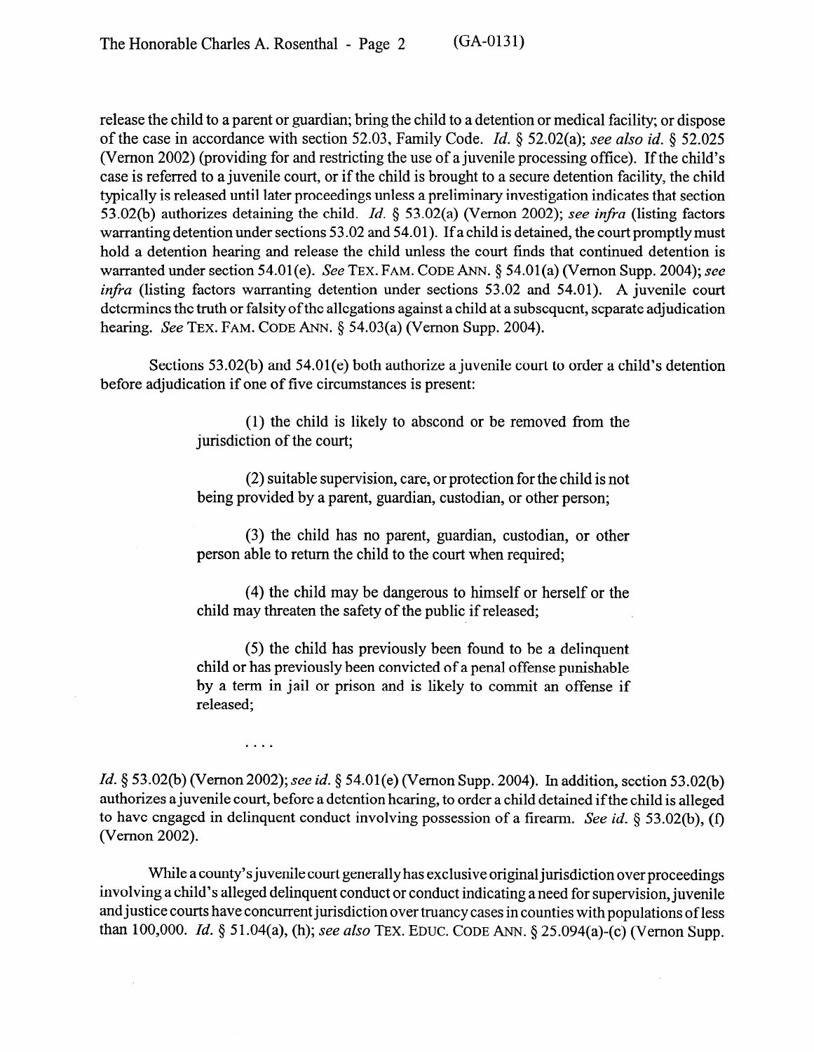release the child to a parent or guardian; bring the child to a detention or medical facility; or dispose of the case in accordance with section 52.03, Family Code. *Id.* § 52.02(a); *see also id.* § 52.025 (Vernon 2002) (providing for and restricting the use of a juvenile processing office). If the child's case is referred to a juvenile court, or if the child is brought to a secure detention facility, the child typically is released until later proceedings unless a preliminary investigation indicates that section 53.02(b) authorizes detaining the child. *Id.* § 53.02(a) (Vernon 2002); *see infra* (listing factors warranting detention under sections 53.02 and 54.01). If a child is detained, the court promptly must hold a detention hearing and release the child unless the court finds that continued detention is warranted under section 54.01(e). *See* TEX. FAM. CODE ANN. § 54.01(a) (Vernon Supp. 2004); *see infra* (listing factors warranting detention under sections 53.02 and 54.01). A juvenile court determines the truth or falsity of the allegations against a child at a subsequent, separate adjudication hearing. *See* TEX. FAM. CODE ANN. § 54.03(a) (Vernon Supp. 2004).

Sections 53.02(b) and 54.01(e) both authorize a juvenile court to order a child's detention before adjudication if one of five circumstances is present:

> (1) the child is likely to abscond or be removed from the jurisdiction of the court;
>
> (2) suitable supervision, care, or protection for the child is not being provided by a parent, guardian, custodian, or other person;
>
> (3) the child has no parent, guardian, custodian, or other person able to return the child to the court when required;
>
> (4) the child may be dangerous to himself or herself or the child may threaten the safety of the public if released;
>
> (5) the child has previously been found to be a delinquent child or has previously been convicted of a penal offense punishable by a term in jail or prison and is likely to commit an offense if released;
>
> . . . .

*Id.* § 53.02(b) (Vernon 2002); *see id.* § 54.01(e) (Vernon Supp. 2004). In addition, section 53.02(b) authorizes a juvenile court, before a detention hearing, to order a child detained if the child is alleged to have engaged in delinquent conduct involving possession of a firearm. *See id.* § 53.02(b), (f) (Vernon 2002).

While a county's juvenile court generally has exclusive original jurisdiction over proceedings involving a child's alleged delinquent conduct or conduct indicating a need for supervision, juvenile and justice courts have concurrent jurisdiction over truancy cases in counties with populations of less than 100,000. *Id.* § 51.04(a), (h); *see also* TEX. EDUC. CODE ANN. § 25.094(a)-(c) (Vernon Supp.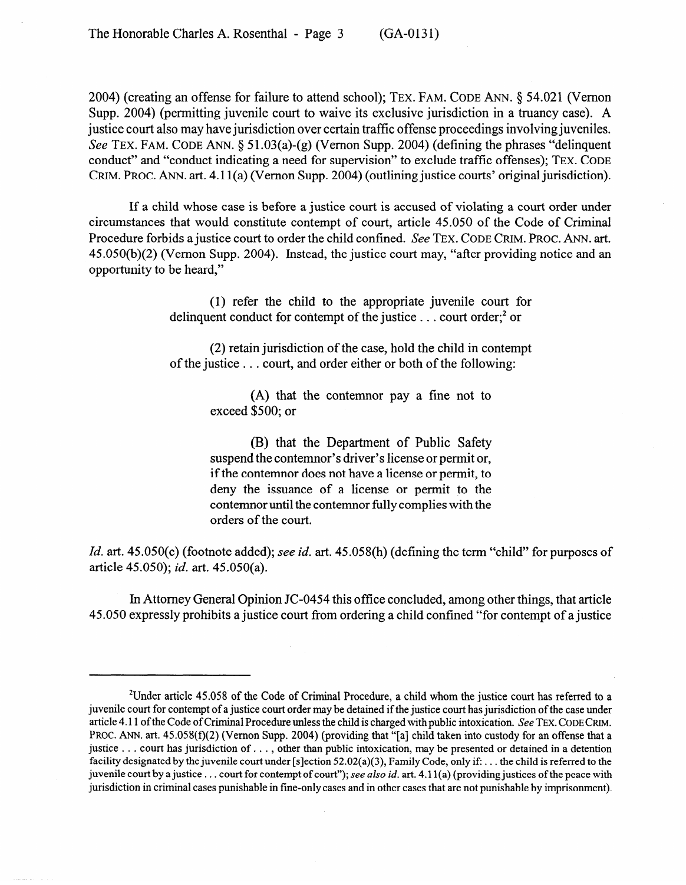2004) (creating an offense for failure to attend school); TEX. FAM. CODE ANN. § 54.021 (Vernon Supp. 2004) (permitting juvenile court to waive its exclusive jurisdiction in a truancy case). A justice court also may have jurisdiction over certain traffic offense proceedings involving juveniles. *See* TEX. FAM. CODE ANN. § 51.03(a)-(g) (Vernon Supp. 2004) (defining the phrases "delinquent conduct" and "conduct indicating a need for supervision" to exclude traffic offenses); TEX. CODE CRIM. PROC. ANN. art. 4.11(a) (Vernon Supp. 2004) (outlining justice courts' original jurisdiction).

If a child whose case is before a justice court is accused of violating a court order under circumstances that would constitute contempt of court, article 45.050 of the Code of Criminal Procedure forbids a justice court to order the child confined. *See* TEX. CODE CRIM. PROC. ANN. art. 45.050(b)(2) (Vernon Supp. 2004). Instead, the justice court may, "after providing notice and an opportunity to be heard,"

> (1) refer the child to the appropriate juvenile court for delinquent conduct for contempt of the justice . . . court order;[2] or
>
> (2) retain jurisdiction of the case, hold the child in contempt of the justice . . . court, and order either or both of the following:
>
> > (A) that the contemnor pay a fine not to exceed $500; or
> >
> > (B) that the Department of Public Safety suspend the contemnor's driver's license or permit or, if the contemnor does not have a license or permit, to deny the issuance of a license or permit to the contemnor until the contemnor fully complies with the orders of the court.

*Id.* art. 45.050(c) (footnote added); *see id.* art. 45.058(h) (defining the term "child" for purposes of article 45.050); *id.* art. 45.050(a).

In Attorney General Opinion JC-0454 this office concluded, among other things, that article 45.050 expressly prohibits a justice court from ordering a child confined "for contempt of a justice

---

[2]Under article 45.058 of the Code of Criminal Procedure, a child whom the justice court has referred to a juvenile court for contempt of a justice court order may be detained if the justice court has jurisdiction of the case under article 4.11 of the Code of Criminal Procedure unless the child is charged with public intoxication. *See* TEX. CODE CRIM. PROC. ANN. art. 45.058(f)(2) (Vernon Supp. 2004) (providing that "[a] child taken into custody for an offense that a justice . . . court has jurisdiction of . . . , other than public intoxication, may be presented or detained in a detention facility designated by the juvenile court under [s]ection 52.02(a)(3), Family Code, only if: . . . the child is referred to the juvenile court by a justice . . . court for contempt of court"); *see also id.* art. 4.11(a) (providing justices of the peace with jurisdiction in criminal cases punishable in fine-only cases and in other cases that are not punishable by imprisonment).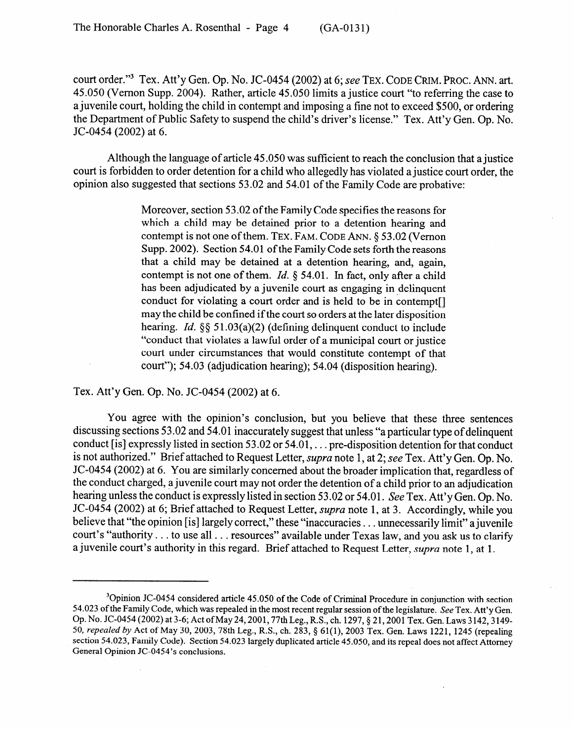court order."[3] Tex. Att'y Gen. Op. No. JC-0454 (2002) at 6; *see* TEX. CODE CRIM. PROC. ANN. art. 45.050 (Vernon Supp. 2004). Rather, article 45.050 limits a justice court "to referring the case to a juvenile court, holding the child in contempt and imposing a fine not to exceed $500, or ordering the Department of Public Safety to suspend the child's driver's license." Tex. Att'y Gen. Op. No. JC-0454 (2002) at 6.

Although the language of article 45.050 was sufficient to reach the conclusion that a justice court is forbidden to order detention for a child who allegedly has violated a justice court order, the opinion also suggested that sections 53.02 and 54.01 of the Family Code are probative:

> Moreover, section 53.02 of the Family Code specifies the reasons for which a child may be detained prior to a detention hearing and contempt is not one of them. TEX. FAM. CODE ANN. § 53.02 (Vernon Supp. 2002). Section 54.01 of the Family Code sets forth the reasons that a child may be detained at a detention hearing, and, again, contempt is not one of them. *Id.* § 54.01. In fact, only after a child has been adjudicated by a juvenile court as engaging in delinquent conduct for violating a court order and is held to be in contempt[] may the child be confined if the court so orders at the later disposition hearing. *Id.* §§ 51.03(a)(2) (defining delinquent conduct to include "conduct that violates a lawful order of a municipal court or justice court under circumstances that would constitute contempt of that court"); 54.03 (adjudication hearing); 54.04 (disposition hearing).

Tex. Att'y Gen. Op. No. JC-0454 (2002) at 6.

You agree with the opinion's conclusion, but you believe that these three sentences discussing sections 53.02 and 54.01 inaccurately suggest that unless "a particular type of delinquent conduct [is] expressly listed in section 53.02 or 54.01, . . . pre-disposition detention for that conduct is not authorized." Brief attached to Request Letter, *supra* note 1, at 2; *see* Tex. Att'y Gen. Op. No. JC-0454 (2002) at 6. You are similarly concerned about the broader implication that, regardless of the conduct charged, a juvenile court may not order the detention of a child prior to an adjudication hearing unless the conduct is expressly listed in section 53.02 or 54.01. *See* Tex. Att'y Gen. Op. No. JC-0454 (2002) at 6; Brief attached to Request Letter, *supra* note 1, at 3. Accordingly, while you believe that "the opinion [is] largely correct," these "inaccuracies . . . unnecessarily limit" a juvenile court's "authority . . . to use all . . . resources" available under Texas law, and you ask us to clarify a juvenile court's authority in this regard. Brief attached to Request Letter, *supra* note 1, at 1.

---

[3]Opinion JC-0454 considered article 45.050 of the Code of Criminal Procedure in conjunction with section 54.023 of the Family Code, which was repealed in the most recent regular session of the legislature. *See* Tex. Att'y Gen. Op. No. JC-0454 (2002) at 3-6; Act of May 24, 2001, 77th Leg., R.S., ch. 1297, § 21, 2001 Tex. Gen. Laws 3142, 3149-50, *repealed by* Act of May 30, 2003, 78th Leg., R.S., ch. 283, § 61(1), 2003 Tex. Gen. Laws 1221, 1245 (repealing section 54.023, Family Code). Section 54.023 largely duplicated article 45.050, and its repeal does not affect Attorney General Opinion JC-0454's conclusions.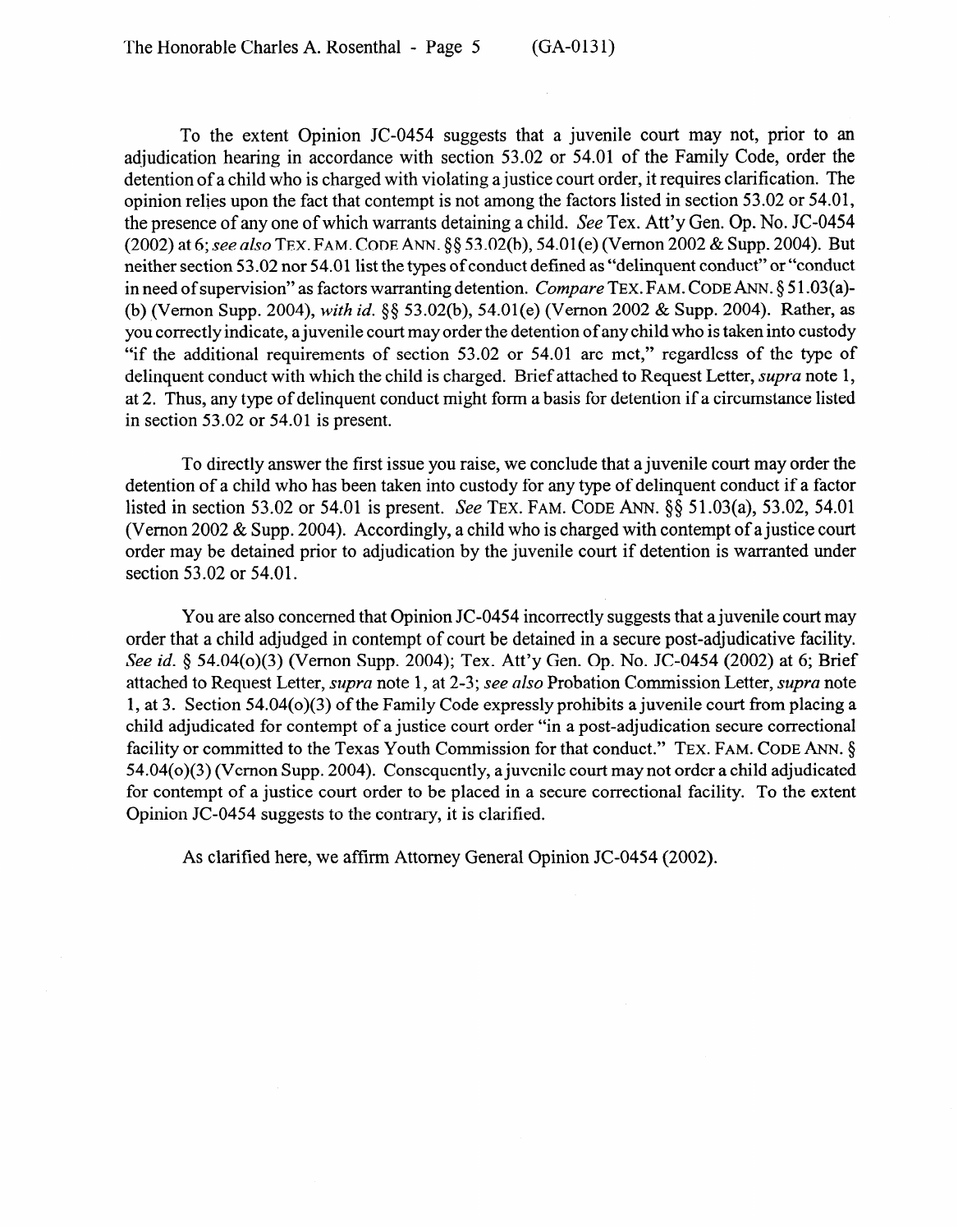To the extent Opinion JC-0454 suggests that a juvenile court may not, prior to an adjudication hearing in accordance with section 53.02 or 54.01 of the Family Code, order the detention of a child who is charged with violating a justice court order, it requires clarification. The opinion relies upon the fact that contempt is not among the factors listed in section 53.02 or 54.01, the presence of any one of which warrants detaining a child. *See* Tex. Att'y Gen. Op. No. JC-0454 (2002) at 6; *see also* TEX. FAM. CODE ANN. §§ 53.02(b), 54.01(e) (Vernon 2002 & Supp. 2004). But neither section 53.02 nor 54.01 list the types of conduct defined as "delinquent conduct" or "conduct in need of supervision" as factors warranting detention. *Compare* TEX. FAM. CODE ANN. § 51.03(a)-(b) (Vernon Supp. 2004), *with id.* §§ 53.02(b), 54.01(e) (Vernon 2002 & Supp. 2004). Rather, as you correctly indicate, a juvenile court may order the detention of any child who is taken into custody "if the additional requirements of section 53.02 or 54.01 are met," regardless of the type of delinquent conduct with which the child is charged. Brief attached to Request Letter, *supra* note 1, at 2. Thus, any type of delinquent conduct might form a basis for detention if a circumstance listed in section 53.02 or 54.01 is present.

To directly answer the first issue you raise, we conclude that a juvenile court may order the detention of a child who has been taken into custody for any type of delinquent conduct if a factor listed in section 53.02 or 54.01 is present. *See* TEX. FAM. CODE ANN. §§ 51.03(a), 53.02, 54.01 (Vernon 2002 & Supp. 2004). Accordingly, a child who is charged with contempt of a justice court order may be detained prior to adjudication by the juvenile court if detention is warranted under section 53.02 or 54.01.

You are also concerned that Opinion JC-0454 incorrectly suggests that a juvenile court may order that a child adjudged in contempt of court be detained in a secure post-adjudicative facility. *See id.* § 54.04(o)(3) (Vernon Supp. 2004); Tex. Att'y Gen. Op. No. JC-0454 (2002) at 6; Brief attached to Request Letter, *supra* note 1, at 2-3; *see also* Probation Commission Letter, *supra* note 1, at 3. Section 54.04(o)(3) of the Family Code expressly prohibits a juvenile court from placing a child adjudicated for contempt of a justice court order "in a post-adjudication secure correctional facility or committed to the Texas Youth Commission for that conduct." TEX. FAM. CODE ANN. § 54.04(o)(3) (Vernon Supp. 2004). Consequently, a juvenile court may not order a child adjudicated for contempt of a justice court order to be placed in a secure correctional facility. To the extent Opinion JC-0454 suggests to the contrary, it is clarified.

As clarified here, we affirm Attorney General Opinion JC-0454 (2002).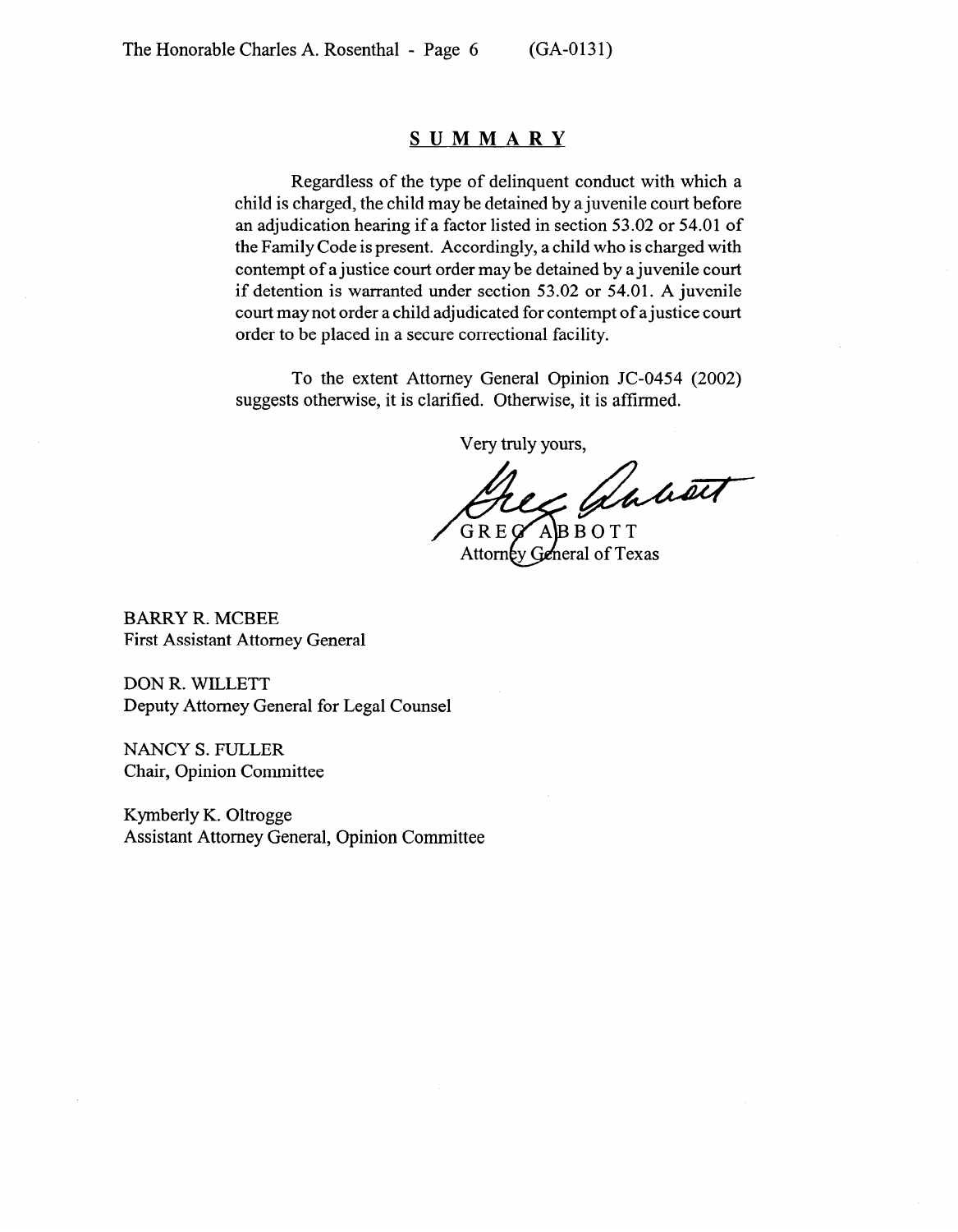## SUMMARY

Regardless of the type of delinquent conduct with which a child is charged, the child may be detained by a juvenile court before an adjudication hearing if a factor listed in section 53.02 or 54.01 of the Family Code is present. Accordingly, a child who is charged with contempt of a justice court order may be detained by a juvenile court if detention is warranted under section 53.02 or 54.01. A juvenile court may not order a child adjudicated for contempt of a justice court order to be placed in a secure correctional facility.

To the extent Attorney General Opinion JC-0454 (2002) suggests otherwise, it is clarified. Otherwise, it is affirmed.

Very truly yours,

GREG ABBOTT
Attorney General of Texas

BARRY R. MCBEE
First Assistant Attorney General

DON R. WILLETT
Deputy Attorney General for Legal Counsel

NANCY S. FULLER
Chair, Opinion Committee

Kymberly K. Oltrogge
Assistant Attorney General, Opinion Committee